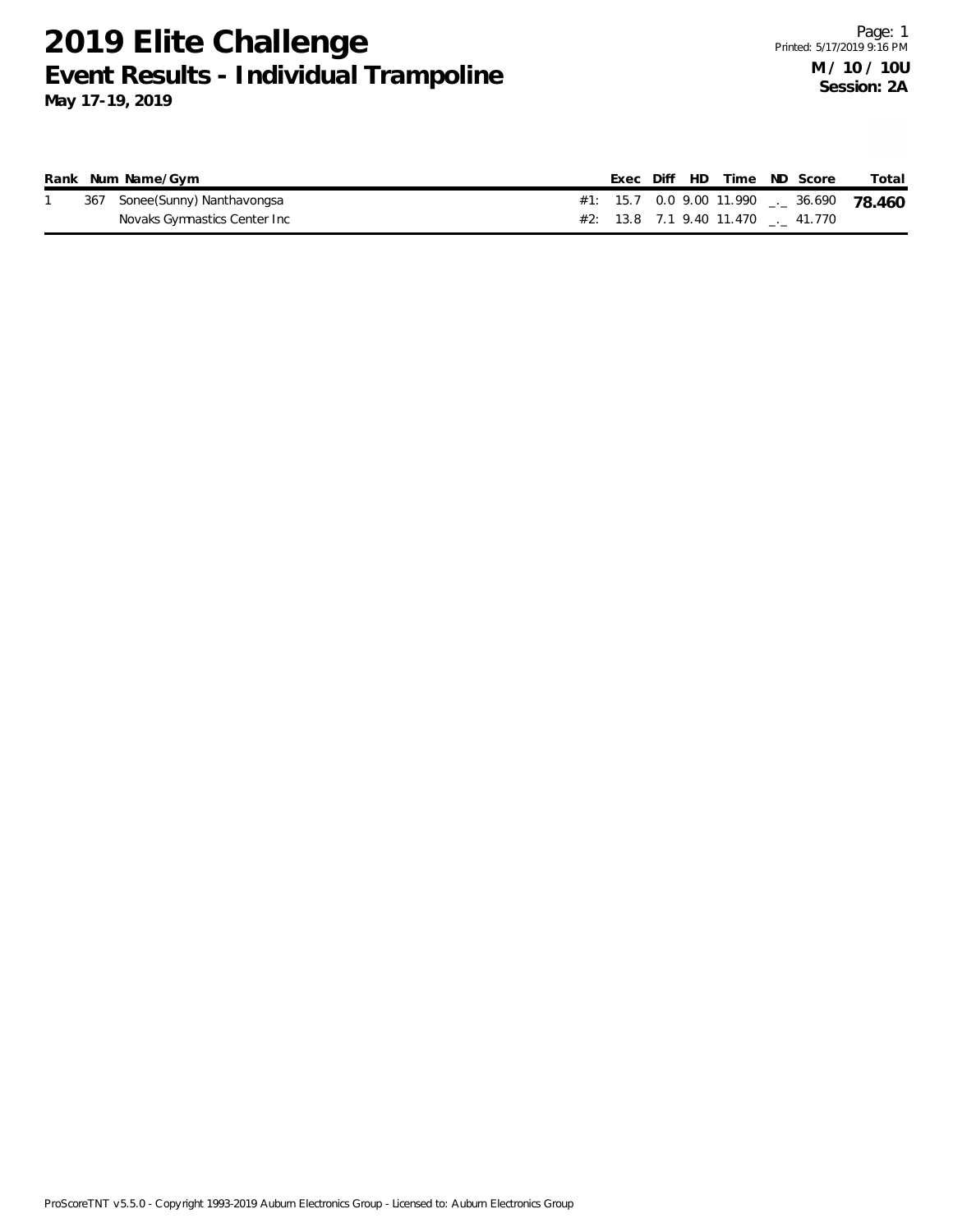# 2019 Elite Challenge

## Event Results - Individual Trampoline

**May 17-19, 2019**

Printed: 5/17/2019 9:16 PM

**M / 10 / 10U**
**Session: 2A**

| Rank | Num | Name/Gym | | Exec | Diff | HD | Time | ND | Score | Total |
|---|---|---|---|---|---|---|---|---|---|---|
| 1 | 367 | Sonee(Sunny) Nanthavongsa | #1: | 15.7 | 0.0 | 9.00 | 11.990 | _._ | 36.690 | **78.460** |
| | | Novaks Gymnastics Center Inc | #2: | 13.8 | 7.1 | 9.40 | 11.470 | _._ | 41.770 | |

ProScoreTNT v5.5.0 - Copyright 1993-2019 Auburn Electronics Group - Licensed to: Auburn Electronics Group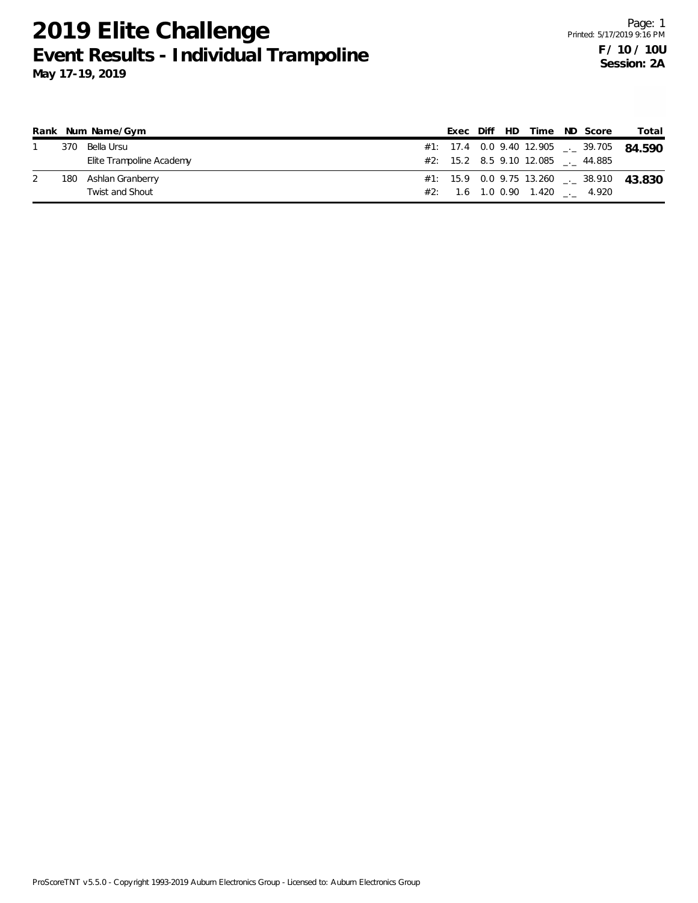# 2019 Elite Challenge

## Event Results - Individual Trampoline

**May 17-19, 2019**

**F / 10 / 10U**
**Session: 2A**

| Rank | Num | Name/Gym | | Exec | Diff | HD | Time | ND | Score | Total |
|---|---|---|---|---|---|---|---|---|---|---|
| 1 | 370 | Bella Ursu | #1: | 17.4 | 0.0 | 9.40 | 12.905 | _._ | 39.705 | **84.590** |
| | | Elite Trampoline Academy | #2: | 15.2 | 8.5 | 9.10 | 12.085 | _._ | 44.885 | |
| 2 | 180 | Ashlan Granberry | #1: | 15.9 | 0.0 | 9.75 | 13.260 | _._ | 38.910 | **43.830** |
| | | Twist and Shout | #2: | 1.6 | 1.0 | 0.90 | 1.420 | _._ | 4.920 | |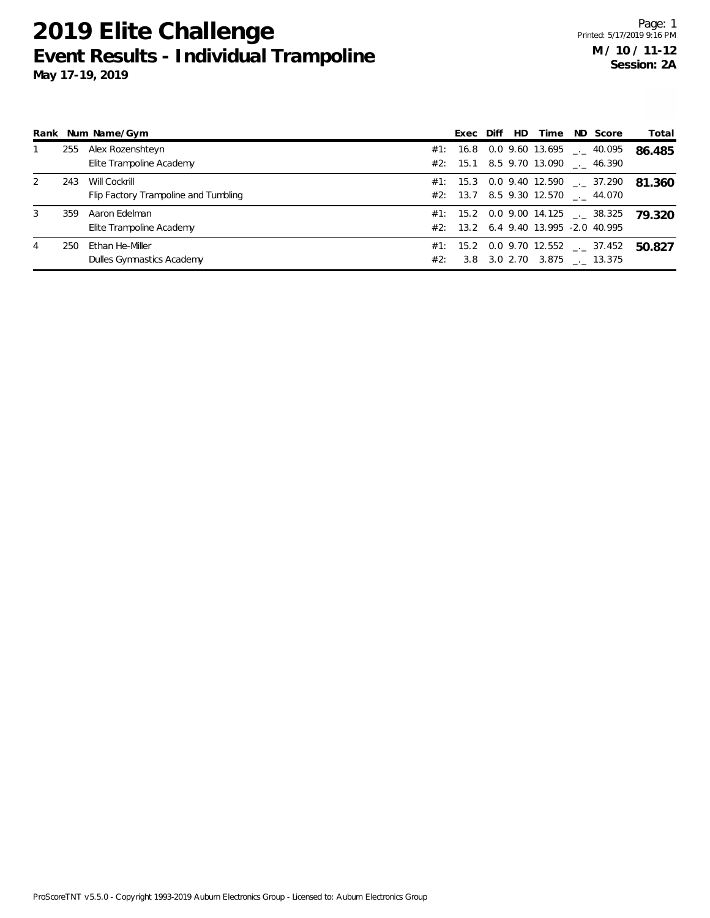# 2019 Elite Challenge

## Event Results - Individual Trampoline

**May 17-19, 2019**

Page: 1
Printed: 5/17/2019 9:16 PM

**M / 10 / 11-12**
**Session: 2A**

| Rank | Num | Name/Gym | | Exec | Diff | HD | Time | ND | Score | Total |
|---|---|---|---|---|---|---|---|---|---|---|
| 1 | 255 | Alex Rozenshteyn | #1: | 16.8 | 0.0 | 9.60 | 13.695 | _._ | 40.095 | **86.485** |
| | | Elite Trampoline Academy | #2: | 15.1 | 8.5 | 9.70 | 13.090 | _._ | 46.390 | |
| 2 | 243 | Will Cockrill | #1: | 15.3 | 0.0 | 9.40 | 12.590 | _._ | 37.290 | **81.360** |
| | | Flip Factory Trampoline and Tumbling | #2: | 13.7 | 8.5 | 9.30 | 12.570 | _._ | 44.070 | |
| 3 | 359 | Aaron Edelman | #1: | 15.2 | 0.0 | 9.00 | 14.125 | _._ | 38.325 | **79.320** |
| | | Elite Trampoline Academy | #2: | 13.2 | 6.4 | 9.40 | 13.995 | -2.0 | 40.995 | |
| 4 | 250 | Ethan He-Miller | #1: | 15.2 | 0.0 | 9.70 | 12.552 | _._ | 37.452 | **50.827** |
| | | Dulles Gymnastics Academy | #2: | 3.8 | 3.0 | 2.70 | 3.875 | _._ | 13.375 | |

ProScoreTNT v5.5.0 - Copyright 1993-2019 Auburn Electronics Group - Licensed to: Auburn Electronics Group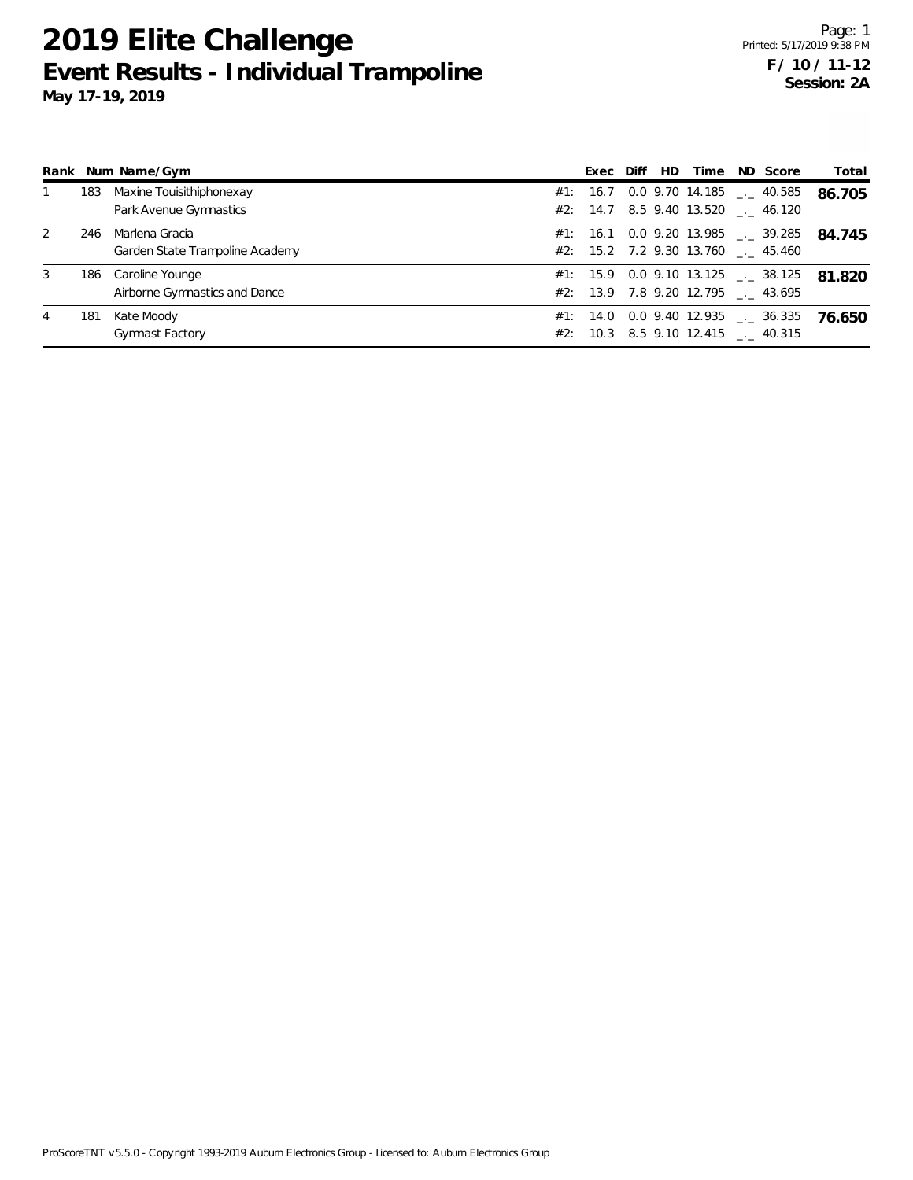# 2019 Elite Challenge

## Event Results - Individual Trampoline

**May 17-19, 2019**

Printed: 5/17/2019 9:38 PM

**F / 10 / 11-12**
**Session: 2A**

| Rank | Num | Name/Gym | | Exec | Diff | HD | Time | ND | Score | Total |
|---|---|---|---|---|---|---|---|---|---|---|
| 1 | 183 | Maxine Touisithiphonexay | #1: | 16.7 | 0.0 | 9.70 | 14.185 | _._ | 40.585 | **86.705** |
| | | Park Avenue Gymnastics | #2: | 14.7 | 8.5 | 9.40 | 13.520 | _._ | 46.120 | |
| 2 | 246 | Marlena Gracia | #1: | 16.1 | 0.0 | 9.20 | 13.985 | _._ | 39.285 | **84.745** |
| | | Garden State Trampoline Academy | #2: | 15.2 | 7.2 | 9.30 | 13.760 | _._ | 45.460 | |
| 3 | 186 | Caroline Younge | #1: | 15.9 | 0.0 | 9.10 | 13.125 | _._ | 38.125 | **81.820** |
| | | Airborne Gymnastics and Dance | #2: | 13.9 | 7.8 | 9.20 | 12.795 | _._ | 43.695 | |
| 4 | 181 | Kate Moody | #1: | 14.0 | 0.0 | 9.40 | 12.935 | _._ | 36.335 | **76.650** |
| | | Gymnast Factory | #2: | 10.3 | 8.5 | 9.10 | 12.415 | _._ | 40.315 | |

ProScoreTNT v5.5.0 - Copyright 1993-2019 Auburn Electronics Group - Licensed to: Auburn Electronics Group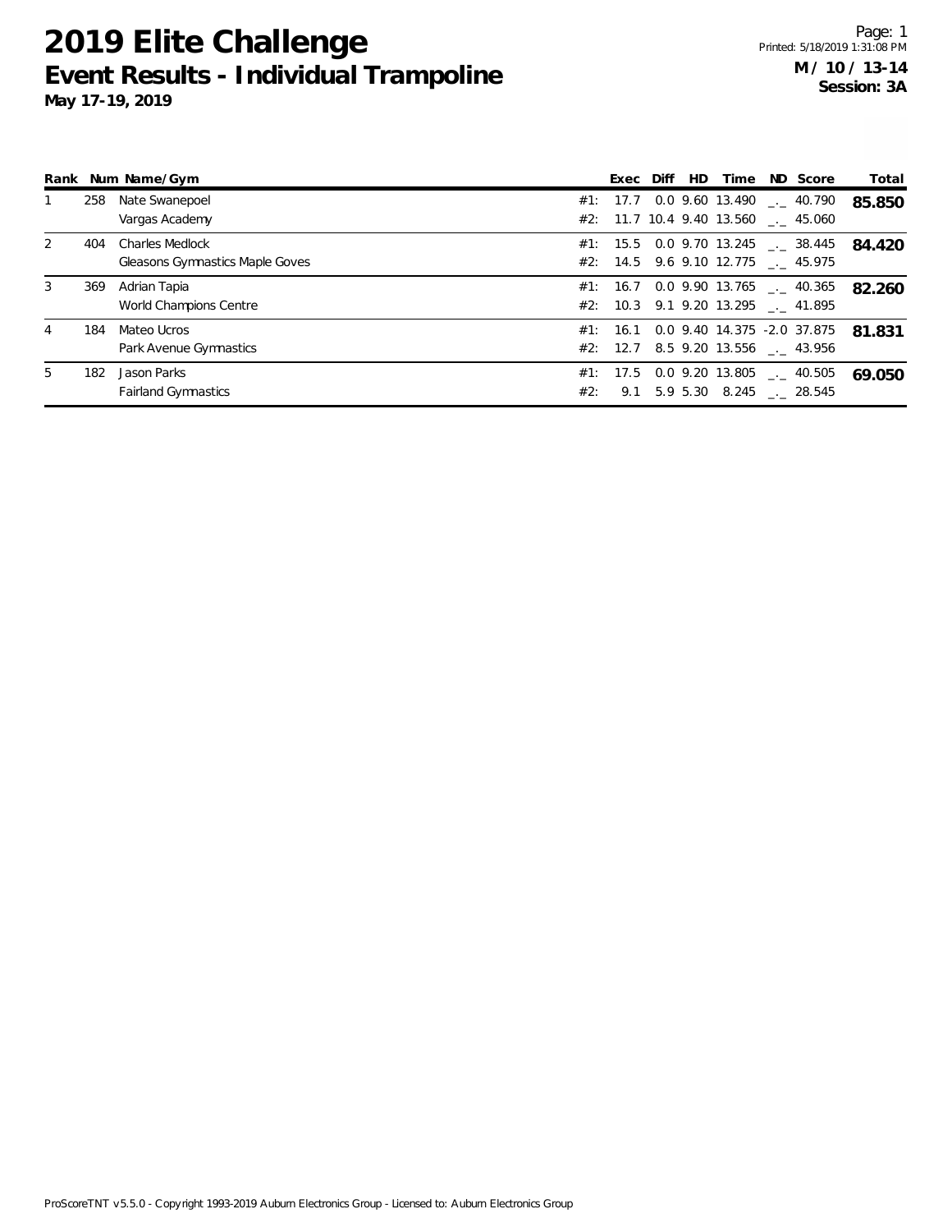# 2019 Elite Challenge

## Event Results - Individual Trampoline

**May 17-19, 2019**

Printed: 5/18/2019 1:31:08 PM

**M / 10 / 13-14**
**Session: 3A**

| Rank | Num | Name/Gym | | Exec | Diff | HD | Time | ND | Score | Total |
|---|---|---|---|---|---|---|---|---|---|---|
| 1 | 258 | Nate Swanepoel | #1: | 17.7 | 0.0 | 9.60 | 13.490 | _._ | 40.790 | **85.850** |
| | | Vargas Academy | #2: | 11.7 | 10.4 | 9.40 | 13.560 | _._ | 45.060 | |
| 2 | 404 | Charles Medlock | #1: | 15.5 | 0.0 | 9.70 | 13.245 | _._ | 38.445 | **84.420** |
| | | Gleasons Gymnastics Maple Goves | #2: | 14.5 | 9.6 | 9.10 | 12.775 | _._ | 45.975 | |
| 3 | 369 | Adrian Tapia | #1: | 16.7 | 0.0 | 9.90 | 13.765 | _._ | 40.365 | **82.260** |
| | | World Champions Centre | #2: | 10.3 | 9.1 | 9.20 | 13.295 | _._ | 41.895 | |
| 4 | 184 | Mateo Ucros | #1: | 16.1 | 0.0 | 9.40 | 14.375 | -2.0 | 37.875 | **81.831** |
| | | Park Avenue Gymnastics | #2: | 12.7 | 8.5 | 9.20 | 13.556 | _._ | 43.956 | |
| 5 | 182 | Jason Parks | #1: | 17.5 | 0.0 | 9.20 | 13.805 | _._ | 40.505 | **69.050** |
| | | Fairland Gymnastics | #2: | 9.1 | 5.9 | 5.30 | 8.245 | _._ | 28.545 | |

ProScoreTNT v5.5.0 - Copyright 1993-2019 Auburn Electronics Group - Licensed to: Auburn Electronics Group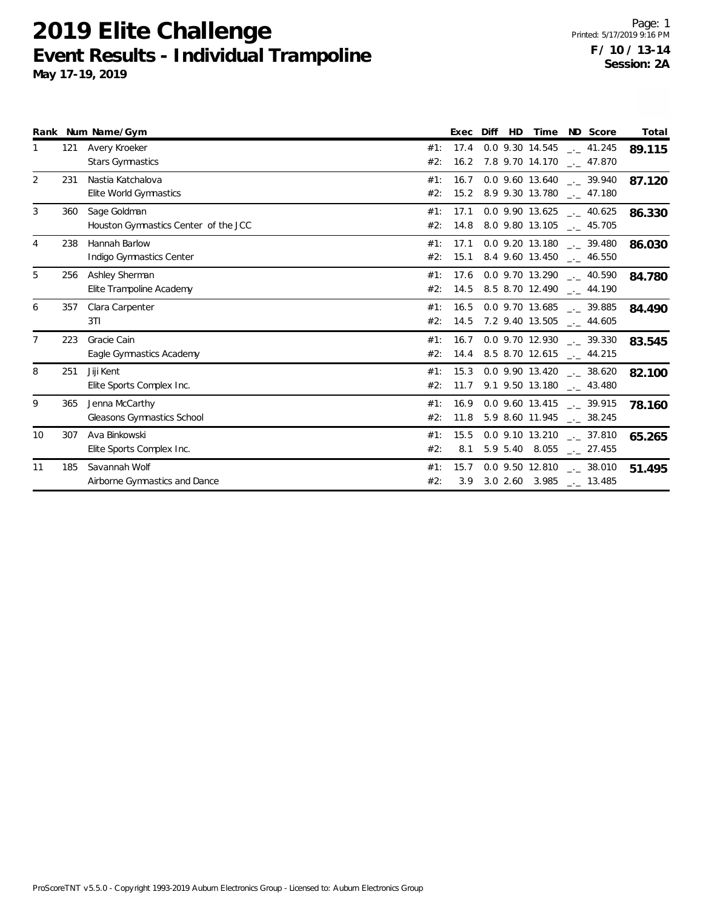# 2019 Elite Challenge
## Event Results - Individual Trampoline
**May 17-19, 2019**

Printed: 5/17/2019 9:16 PM
**F / 10 / 13-14**
**Session: 2A**

| Rank | Num | Name/Gym | | Exec | Diff | HD | Time | ND | Score | Total |
|---|---|---|---|---|---|---|---|---|---|---|
| 1 | 121 | Avery Kroeker | #1: | 17.4 | 0.0 | 9.30 | 14.545 | _._ | 41.245 | **89.115** |
| | | Stars Gymnastics | #2: | 16.2 | 7.8 | 9.70 | 14.170 | _._ | 47.870 | |
| 2 | 231 | Nastia Katchalova | #1: | 16.7 | 0.0 | 9.60 | 13.640 | _._ | 39.940 | **87.120** |
| | | Elite World Gymnastics | #2: | 15.2 | 8.9 | 9.30 | 13.780 | _._ | 47.180 | |
| 3 | 360 | Sage Goldman | #1: | 17.1 | 0.0 | 9.90 | 13.625 | _._ | 40.625 | **86.330** |
| | | Houston Gymnastics Center of the JCC | #2: | 14.8 | 8.0 | 9.80 | 13.105 | _._ | 45.705 | |
| 4 | 238 | Hannah Barlow | #1: | 17.1 | 0.0 | 9.20 | 13.180 | _._ | 39.480 | **86.030** |
| | | Indigo Gymnastics Center | #2: | 15.1 | 8.4 | 9.60 | 13.450 | _._ | 46.550 | |
| 5 | 256 | Ashley Sherman | #1: | 17.6 | 0.0 | 9.70 | 13.290 | _._ | 40.590 | **84.780** |
| | | Elite Trampoline Academy | #2: | 14.5 | 8.5 | 8.70 | 12.490 | _._ | 44.190 | |
| 6 | 357 | Clara Carpenter | #1: | 16.5 | 0.0 | 9.70 | 13.685 | _._ | 39.885 | **84.490** |
| | | 3TI | #2: | 14.5 | 7.2 | 9.40 | 13.505 | _._ | 44.605 | |
| 7 | 223 | Gracie Cain | #1: | 16.7 | 0.0 | 9.70 | 12.930 | _._ | 39.330 | **83.545** |
| | | Eagle Gymnastics Academy | #2: | 14.4 | 8.5 | 8.70 | 12.615 | _._ | 44.215 | |
| 8 | 251 | Jiji Kent | #1: | 15.3 | 0.0 | 9.90 | 13.420 | _._ | 38.620 | **82.100** |
| | | Elite Sports Complex Inc. | #2: | 11.7 | 9.1 | 9.50 | 13.180 | _._ | 43.480 | |
| 9 | 365 | Jenna McCarthy | #1: | 16.9 | 0.0 | 9.60 | 13.415 | _._ | 39.915 | **78.160** |
| | | Gleasons Gymnastics School | #2: | 11.8 | 5.9 | 8.60 | 11.945 | _._ | 38.245 | |
| 10 | 307 | Ava Binkowski | #1: | 15.5 | 0.0 | 9.10 | 13.210 | _._ | 37.810 | **65.265** |
| | | Elite Sports Complex Inc. | #2: | 8.1 | 5.9 | 5.40 | 8.055 | _._ | 27.455 | |
| 11 | 185 | Savannah Wolf | #1: | 15.7 | 0.0 | 9.50 | 12.810 | _._ | 38.010 | **51.495** |
| | | Airborne Gymnastics and Dance | #2: | 3.9 | 3.0 | 2.60 | 3.985 | _._ | 13.485 | |

ProScoreTNT v5.5.0 - Copyright 1993-2019 Auburn Electronics Group - Licensed to: Auburn Electronics Group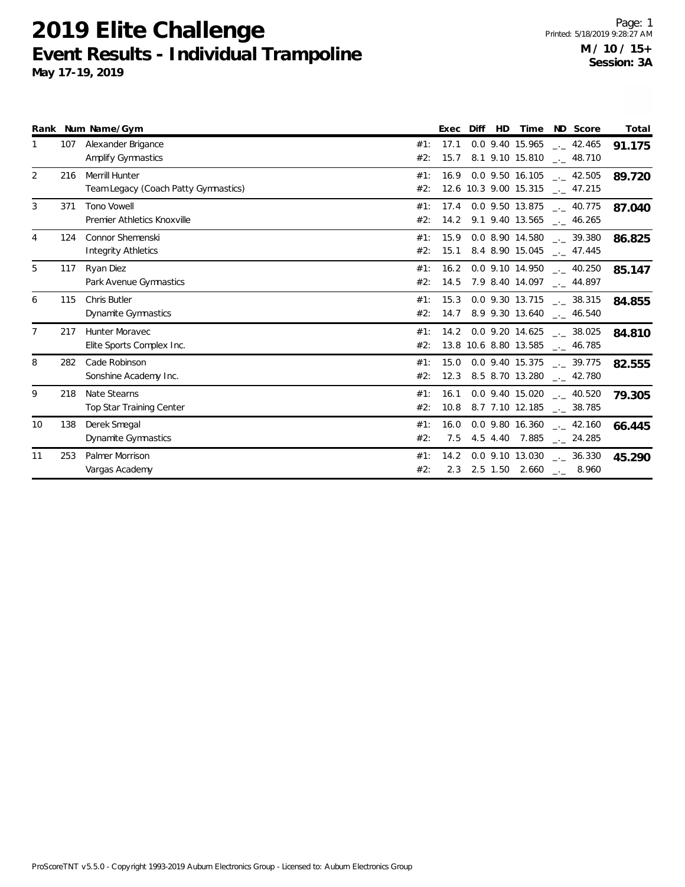# 2019 Elite Challenge

## Event Results - Individual Trampoline

**May 17-19, 2019**

Printed: 5/18/2019 9:28:27 AM

**M / 10 / 15+**
**Session: 3A**

| Rank | Num | Name/Gym | | Exec | Diff | HD | Time | ND | Score | Total |
|---|---|---|---|---|---|---|---|---|---|---|
| 1 | 107 | Alexander Brigance | #1: | 17.1 | 0.0 | 9.40 | 15.965 | _._ | 42.465 | **91.175** |
| | | Amplify Gymnastics | #2: | 15.7 | 8.1 | 9.10 | 15.810 | _._ | 48.710 | |
| 2 | 216 | Merrill Hunter | #1: | 16.9 | 0.0 | 9.50 | 16.105 | _._ | 42.505 | **89.720** |
| | | Team Legacy (Coach Patty Gymnastics) | #2: | 12.6 | 10.3 | 9.00 | 15.315 | _._ | 47.215 | |
| 3 | 371 | Tono Vowell | #1: | 17.4 | 0.0 | 9.50 | 13.875 | _._ | 40.775 | **87.040** |
| | | Premier Athletics Knoxville | #2: | 14.2 | 9.1 | 9.40 | 13.565 | _._ | 46.265 | |
| 4 | 124 | Connor Shemenski | #1: | 15.9 | 0.0 | 8.90 | 14.580 | _._ | 39.380 | **86.825** |
| | | Integrity Athletics | #2: | 15.1 | 8.4 | 8.90 | 15.045 | _._ | 47.445 | |
| 5 | 117 | Ryan Diez | #1: | 16.2 | 0.0 | 9.10 | 14.950 | _._ | 40.250 | **85.147** |
| | | Park Avenue Gymnastics | #2: | 14.5 | 7.9 | 8.40 | 14.097 | _._ | 44.897 | |
| 6 | 115 | Chris Butler | #1: | 15.3 | 0.0 | 9.30 | 13.715 | _._ | 38.315 | **84.855** |
| | | Dynamite Gymnastics | #2: | 14.7 | 8.9 | 9.30 | 13.640 | _._ | 46.540 | |
| 7 | 217 | Hunter Moravec | #1: | 14.2 | 0.0 | 9.20 | 14.625 | _._ | 38.025 | **84.810** |
| | | Elite Sports Complex Inc. | #2: | 13.8 | 10.6 | 8.80 | 13.585 | _._ | 46.785 | |
| 8 | 282 | Cade Robinson | #1: | 15.0 | 0.0 | 9.40 | 15.375 | _._ | 39.775 | **82.555** |
| | | Sonshine Academy Inc. | #2: | 12.3 | 8.5 | 8.70 | 13.280 | _._ | 42.780 | |
| 9 | 218 | Nate Stearns | #1: | 16.1 | 0.0 | 9.40 | 15.020 | _._ | 40.520 | **79.305** |
| | | Top Star Training Center | #2: | 10.8 | 8.7 | 7.10 | 12.185 | _._ | 38.785 | |
| 10 | 138 | Derek Smegal | #1: | 16.0 | 0.0 | 9.80 | 16.360 | _._ | 42.160 | **66.445** |
| | | Dynamite Gymnastics | #2: | 7.5 | 4.5 | 4.40 | 7.885 | _._ | 24.285 | |
| 11 | 253 | Palmer Morrison | #1: | 14.2 | 0.0 | 9.10 | 13.030 | _._ | 36.330 | **45.290** |
| | | Vargas Academy | #2: | 2.3 | 2.5 | 1.50 | 2.660 | _._ | 8.960 | |

ProScoreTNT v5.5.0 - Copyright 1993-2019 Auburn Electronics Group - Licensed to: Auburn Electronics Group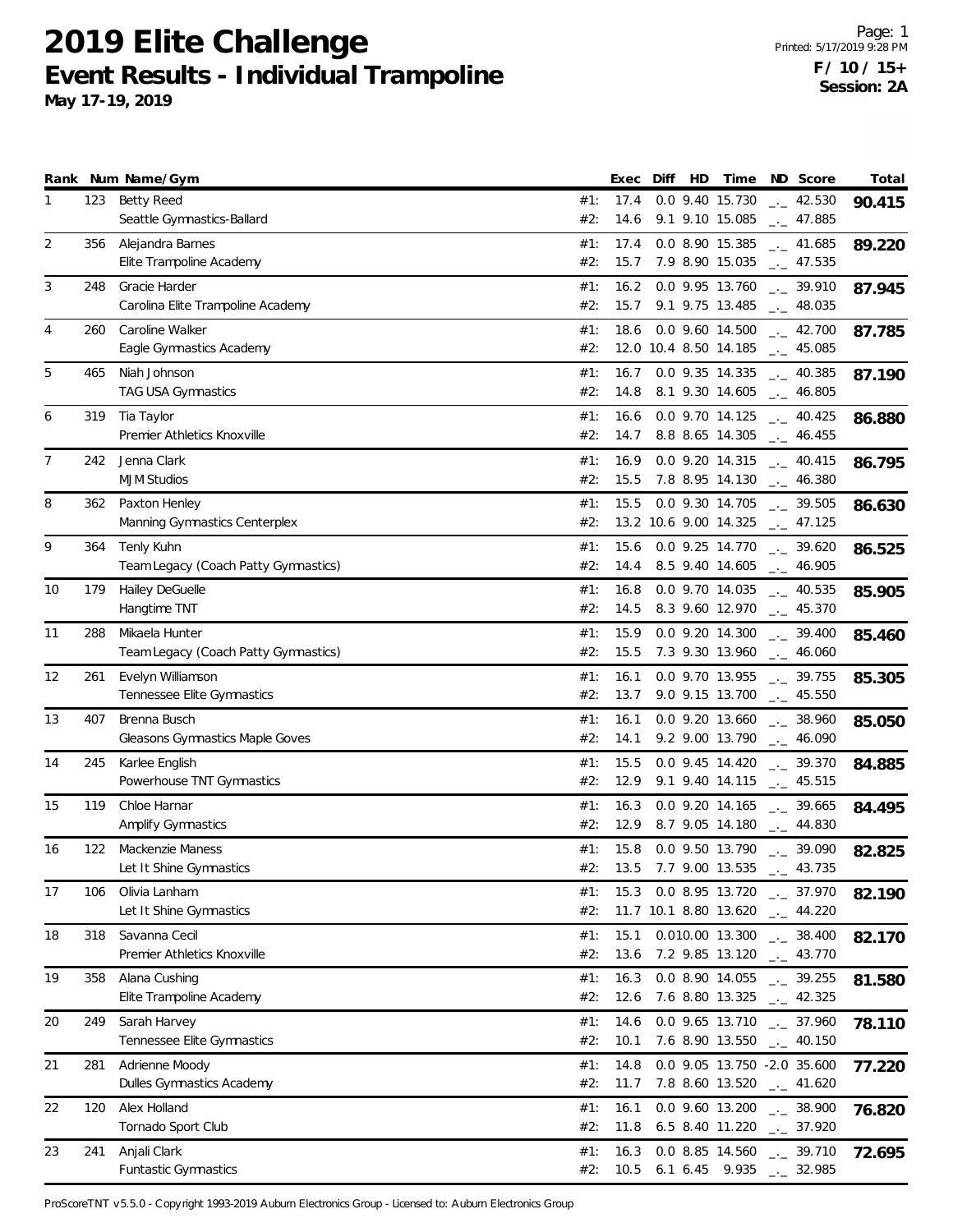# 2019 Elite Challenge

## Event Results - Individual Trampoline

**May 17-19, 2019**

**F / 10 / 15+**
**Session: 2A**

| Rank | Num | Name/Gym | | Exec | Diff | HD | Time | ND | Score | Total |
|---|---|---|---|---|---|---|---|---|---|---|
| 1 | 123 | Betty Reed | #1: | 17.4 | 0.0 | 9.40 | 15.730 | _._ | 42.530 | **90.415** |
| | | Seattle Gymnastics-Ballard | #2: | 14.6 | 9.1 | 9.10 | 15.085 | _._ | 47.885 | |
| 2 | 356 | Alejandra Barnes | #1: | 17.4 | 0.0 | 8.90 | 15.385 | _._ | 41.685 | **89.220** |
| | | Elite Trampoline Academy | #2: | 15.7 | 7.9 | 8.90 | 15.035 | _._ | 47.535 | |
| 3 | 248 | Gracie Harder | #1: | 16.2 | 0.0 | 9.95 | 13.760 | _._ | 39.910 | **87.945** |
| | | Carolina Elite Trampoline Academy | #2: | 15.7 | 9.1 | 9.75 | 13.485 | _._ | 48.035 | |
| 4 | 260 | Caroline Walker | #1: | 18.6 | 0.0 | 9.60 | 14.500 | _._ | 42.700 | **87.785** |
| | | Eagle Gymnastics Academy | #2: | 12.0 | 10.4 | 8.50 | 14.185 | _._ | 45.085 | |
| 5 | 465 | Niah Johnson | #1: | 16.7 | 0.0 | 9.35 | 14.335 | _._ | 40.385 | **87.190** |
| | | TAG USA Gymnastics | #2: | 14.8 | 8.1 | 9.30 | 14.605 | _._ | 46.805 | |
| 6 | 319 | Tia Taylor | #1: | 16.6 | 0.0 | 9.70 | 14.125 | _._ | 40.425 | **86.880** |
| | | Premier Athletics Knoxville | #2: | 14.7 | 8.8 | 8.65 | 14.305 | _._ | 46.455 | |
| 7 | 242 | Jenna Clark | #1: | 16.9 | 0.0 | 9.20 | 14.315 | _._ | 40.415 | **86.795** |
| | | MJM Studios | #2: | 15.5 | 7.8 | 8.95 | 14.130 | _._ | 46.380 | |
| 8 | 362 | Paxton Henley | #1: | 15.5 | 0.0 | 9.30 | 14.705 | _._ | 39.505 | **86.630** |
| | | Manning Gymnastics Centerplex | #2: | 13.2 | 10.6 | 9.00 | 14.325 | _._ | 47.125 | |
| 9 | 364 | Tenly Kuhn | #1: | 15.6 | 0.0 | 9.25 | 14.770 | _._ | 39.620 | **86.525** |
| | | Team Legacy (Coach Patty Gymnastics) | #2: | 14.4 | 8.5 | 9.40 | 14.605 | _._ | 46.905 | |
| 10 | 179 | Hailey DeGuelle | #1: | 16.8 | 0.0 | 9.70 | 14.035 | _._ | 40.535 | **85.905** |
| | | Hangtime TNT | #2: | 14.5 | 8.3 | 9.60 | 12.970 | _._ | 45.370 | |
| 11 | 288 | Mikaela Hunter | #1: | 15.9 | 0.0 | 9.20 | 14.300 | _._ | 39.400 | **85.460** |
| | | Team Legacy (Coach Patty Gymnastics) | #2: | 15.5 | 7.3 | 9.30 | 13.960 | _._ | 46.060 | |
| 12 | 261 | Evelyn Williamson | #1: | 16.1 | 0.0 | 9.70 | 13.955 | _._ | 39.755 | **85.305** |
| | | Tennessee Elite Gymnastics | #2: | 13.7 | 9.0 | 9.15 | 13.700 | _._ | 45.550 | |
| 13 | 407 | Brenna Busch | #1: | 16.1 | 0.0 | 9.20 | 13.660 | _._ | 38.960 | **85.050** |
| | | Gleasons Gymnastics Maple Goves | #2: | 14.1 | 9.2 | 9.00 | 13.790 | _._ | 46.090 | |
| 14 | 245 | Karlee English | #1: | 15.5 | 0.0 | 9.45 | 14.420 | _._ | 39.370 | **84.885** |
| | | Powerhouse TNT Gymnastics | #2: | 12.9 | 9.1 | 9.40 | 14.115 | _._ | 45.515 | |
| 15 | 119 | Chloe Harnar | #1: | 16.3 | 0.0 | 9.20 | 14.165 | _._ | 39.665 | **84.495** |
| | | Amplify Gymnastics | #2: | 12.9 | 8.7 | 9.05 | 14.180 | _._ | 44.830 | |
| 16 | 122 | Mackenzie Maness | #1: | 15.8 | 0.0 | 9.50 | 13.790 | _._ | 39.090 | **82.825** |
| | | Let It Shine Gymnastics | #2: | 13.5 | 7.7 | 9.00 | 13.535 | _._ | 43.735 | |
| 17 | 106 | Olivia Lanham | #1: | 15.3 | 0.0 | 8.95 | 13.720 | _._ | 37.970 | **82.190** |
| | | Let It Shine Gymnastics | #2: | 11.7 | 10.1 | 8.80 | 13.620 | _._ | 44.220 | |
| 18 | 318 | Savanna Cecil | #1: | 15.1 | 0.0 | 10.00 | 13.300 | _._ | 38.400 | **82.170** |
| | | Premier Athletics Knoxville | #2: | 13.6 | 7.2 | 9.85 | 13.120 | _._ | 43.770 | |
| 19 | 358 | Alana Cushing | #1: | 16.3 | 0.0 | 8.90 | 14.055 | _._ | 39.255 | **81.580** |
| | | Elite Trampoline Academy | #2: | 12.6 | 7.6 | 8.80 | 13.325 | _._ | 42.325 | |
| 20 | 249 | Sarah Harvey | #1: | 14.6 | 0.0 | 9.65 | 13.710 | _._ | 37.960 | **78.110** |
| | | Tennessee Elite Gymnastics | #2: | 10.1 | 7.6 | 8.90 | 13.550 | _._ | 40.150 | |
| 21 | 281 | Adrienne Moody | #1: | 14.8 | 0.0 | 9.05 | 13.750 | -2.0 | 35.600 | **77.220** |
| | | Dulles Gymnastics Academy | #2: | 11.7 | 7.8 | 8.60 | 13.520 | _._ | 41.620 | |
| 22 | 120 | Alex Holland | #1: | 16.1 | 0.0 | 9.60 | 13.200 | _._ | 38.900 | **76.820** |
| | | Tornado Sport Club | #2: | 11.8 | 6.5 | 8.40 | 11.220 | _._ | 37.920 | |
| 23 | 241 | Anjali Clark | #1: | 16.3 | 0.0 | 8.85 | 14.560 | _._ | 39.710 | **72.695** |
| | | Funtastic Gymnastics | #2: | 10.5 | 6.1 | 6.45 | 9.935 | _._ | 32.985 | |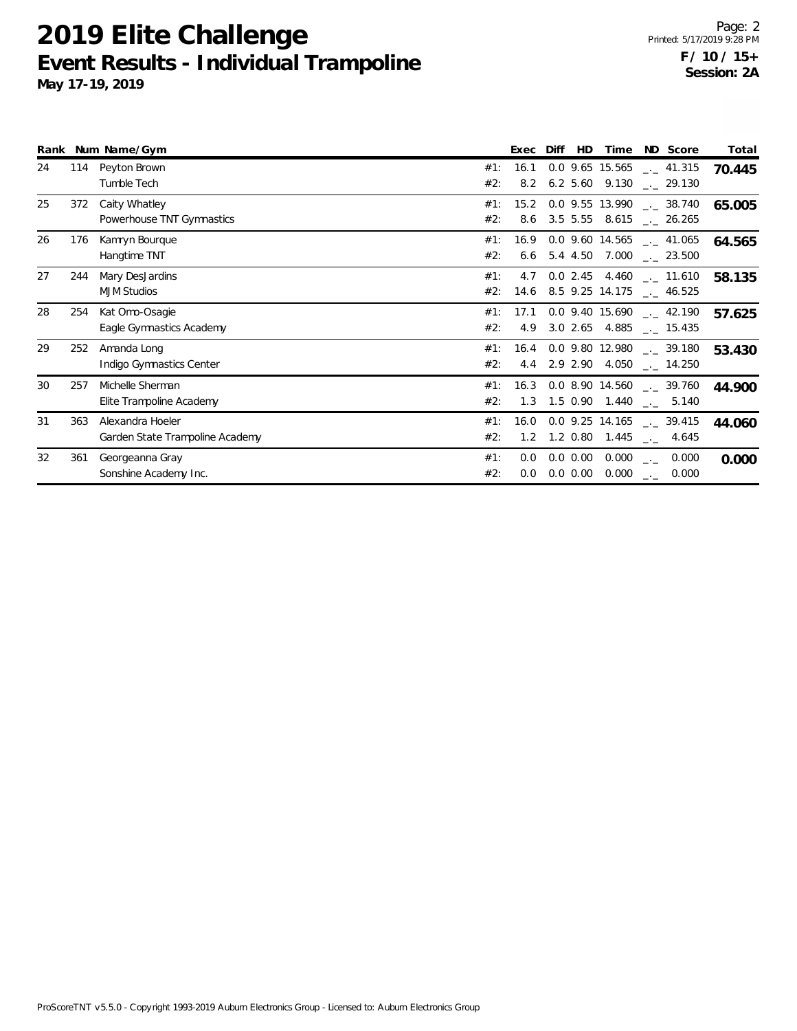# 2019 Elite Challenge
## Event Results - Individual Trampoline
**May 17-19, 2019**

Printed: 5/17/2019 9:28 PM
**F / 10 / 15+**
**Session: 2A**

| Rank | Num | Name/Gym | | Exec | Diff | HD | Time | ND | Score | Total |
|---|---|---|---|---|---|---|---|---|---|---|
| 24 | 114 | Peyton Brown | #1: | 16.1 | 0.0 | 9.65 | 15.565 | _._ | 41.315 | **70.445** |
| | | Tumble Tech | #2: | 8.2 | 6.2 | 5.60 | 9.130 | _._ | 29.130 | |
| 25 | 372 | Caity Whatley | #1: | 15.2 | 0.0 | 9.55 | 13.990 | _._ | 38.740 | **65.005** |
| | | Powerhouse TNT Gymnastics | #2: | 8.6 | 3.5 | 5.55 | 8.615 | _._ | 26.265 | |
| 26 | 176 | Kamryn Bourque | #1: | 16.9 | 0.0 | 9.60 | 14.565 | _._ | 41.065 | **64.565** |
| | | Hangtime TNT | #2: | 6.6 | 5.4 | 4.50 | 7.000 | _._ | 23.500 | |
| 27 | 244 | Mary DesJardins | #1: | 4.7 | 0.0 | 2.45 | 4.460 | _._ | 11.610 | **58.135** |
| | | MJM Studios | #2: | 14.6 | 8.5 | 9.25 | 14.175 | _._ | 46.525 | |
| 28 | 254 | Kat Omo-Osagie | #1: | 17.1 | 0.0 | 9.40 | 15.690 | _._ | 42.190 | **57.625** |
| | | Eagle Gymnastics Academy | #2: | 4.9 | 3.0 | 2.65 | 4.885 | _._ | 15.435 | |
| 29 | 252 | Amanda Long | #1: | 16.4 | 0.0 | 9.80 | 12.980 | _._ | 39.180 | **53.430** |
| | | Indigo Gymnastics Center | #2: | 4.4 | 2.9 | 2.90 | 4.050 | _._ | 14.250 | |
| 30 | 257 | Michelle Sherman | #1: | 16.3 | 0.0 | 8.90 | 14.560 | _._ | 39.760 | **44.900** |
| | | Elite Trampoline Academy | #2: | 1.3 | 1.5 | 0.90 | 1.440 | _._ | 5.140 | |
| 31 | 363 | Alexandra Hoeler | #1: | 16.0 | 0.0 | 9.25 | 14.165 | _._ | 39.415 | **44.060** |
| | | Garden State Trampoline Academy | #2: | 1.2 | 1.2 | 0.80 | 1.445 | _._ | 4.645 | |
| 32 | 361 | Georgeanna Gray | #1: | 0.0 | 0.0 | 0.00 | 0.000 | _._ | 0.000 | **0.000** |
| | | Sonshine Academy Inc. | #2: | 0.0 | 0.0 | 0.00 | 0.000 | _._ | 0.000 | |

ProScoreTNT v5.5.0 - Copyright 1993-2019 Auburn Electronics Group - Licensed to: Auburn Electronics Group